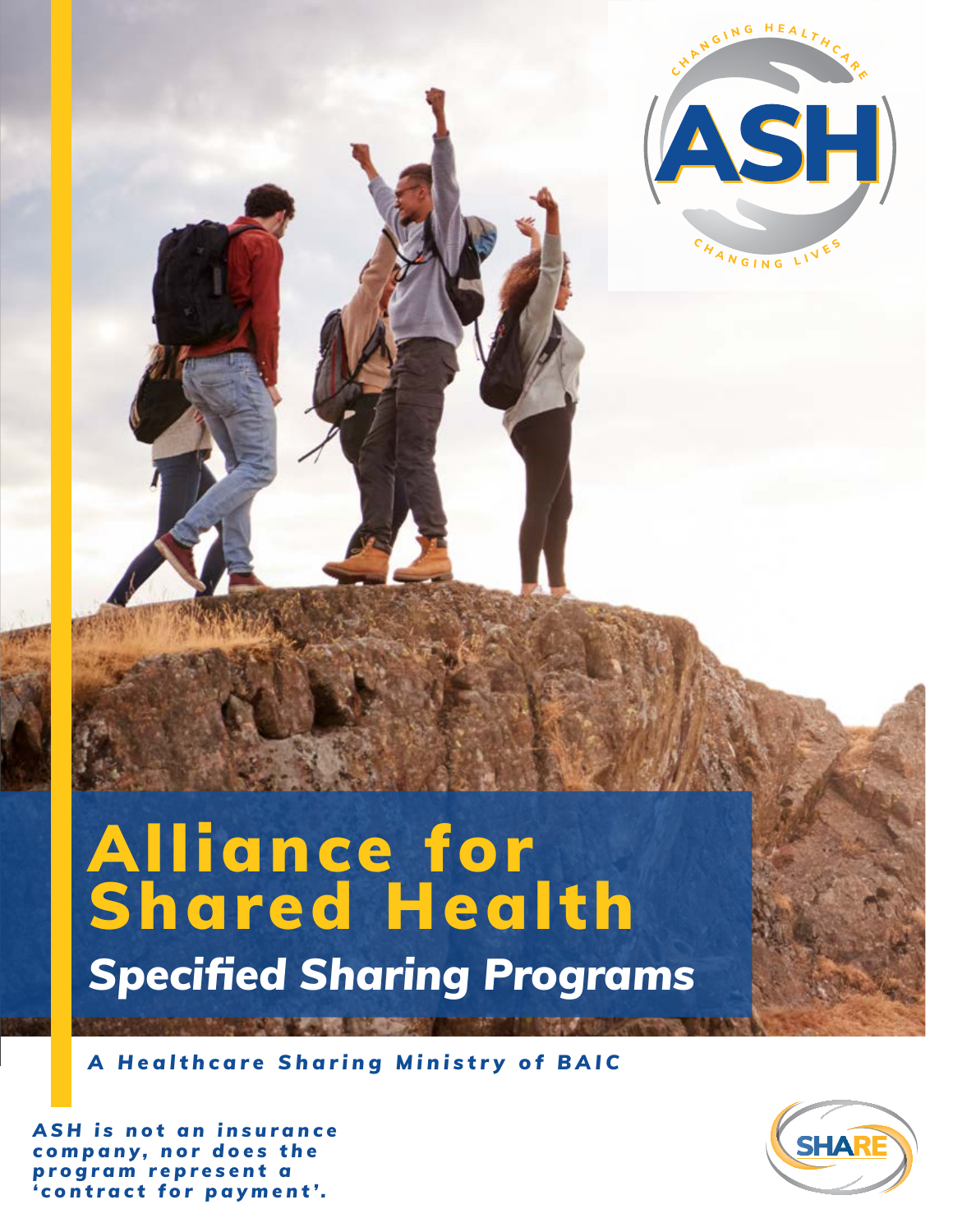# Alliance for Shared Health

## *Specified Sharing Programs*

***A Healthcare Sharing Ministry of BAIC***

***ASH is not an insurance company, nor does the program represent a 'contract for payment'.***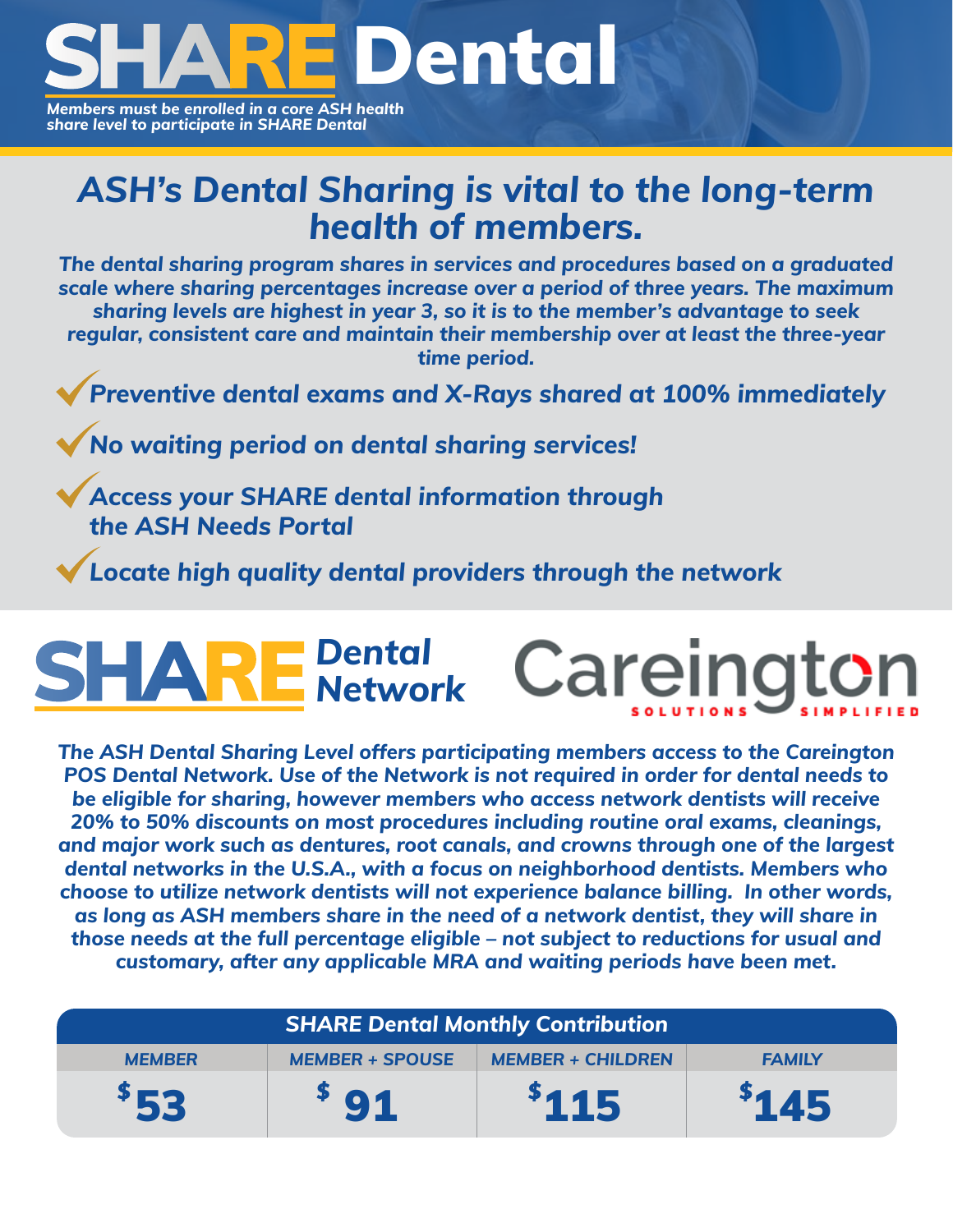# SHARE Dental

*Members must be enrolled in a core ASH health share level to participate in SHARE Dental*

## *ASH's Dental Sharing is vital to the long-term health of members.*

***The dental sharing program shares in services and procedures based on a graduated scale where sharing percentages increase over a period of three years. The maximum sharing levels are highest in year 3, so it is to the member's advantage to seek regular, consistent care and maintain their membership over at least the three-year time period.***

- ✓ ***Preventive dental exams and X-Rays shared at 100% immediately***
- ✓ ***No waiting period on dental sharing services!***
- ✓ ***Access your SHARE dental information through the ASH Needs Portal***
- ✓ ***Locate high quality dental providers through the network***

## SHARE *Dental Network*

**Careington** SOLUTIONS SIMPLIFIED

***The ASH Dental Sharing Level offers participating members access to the Careington POS Dental Network. Use of the Network is not required in order for dental needs to be eligible for sharing, however members who access network dentists will receive 20% to 50% discounts on most procedures including routine oral exams, cleanings, and major work such as dentures, root canals, and crowns through one of the largest dental networks in the U.S.A., with a focus on neighborhood dentists. Members who choose to utilize network dentists will not experience balance billing. In other words, as long as ASH members share in the need of a network dentist, they will share in those needs at the full percentage eligible – not subject to reductions for usual and customary, after any applicable MRA and waiting periods have been met.***

| SHARE Dental Monthly Contribution | | | |
|---|---|---|---|
| MEMBER | MEMBER + SPOUSE | MEMBER + CHILDREN | FAMILY |
| $53 | $91 | $115 | $145 |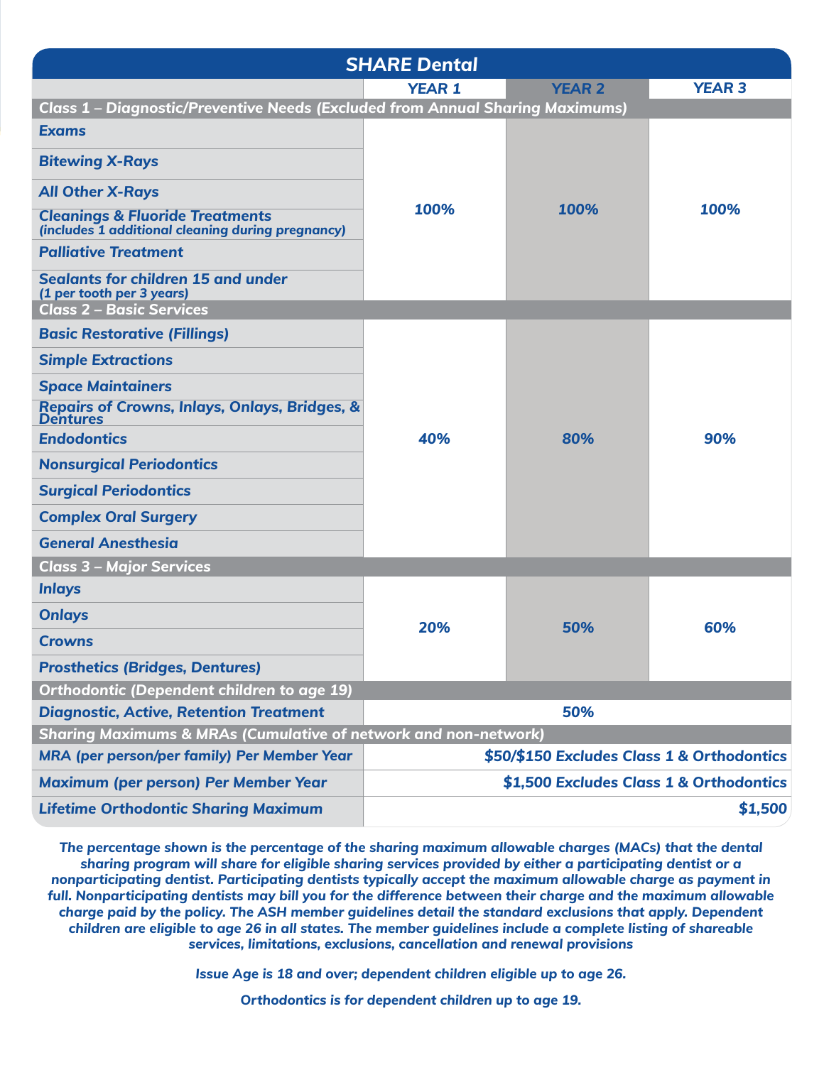## SHARE Dental

| | YEAR 1 | YEAR 2 | YEAR 3 |
|---|---|---|---|
| **Class 1 – Diagnostic/Preventive Needs (Excluded from Annual Sharing Maximums)** | | | |
| Exams | 100% | 100% | 100% |
| Bitewing X-Rays | | | |
| All Other X-Rays | | | |
| Cleanings & Fluoride Treatments (includes 1 additional cleaning during pregnancy) | | | |
| Palliative Treatment | | | |
| Sealants for children 15 and under (1 per tooth per 3 years) | | | |
| **Class 2 – Basic Services** | | | |
| Basic Restorative (Fillings) | 40% | 80% | 90% |
| Simple Extractions | | | |
| Space Maintainers | | | |
| Repairs of Crowns, Inlays, Onlays, Bridges, & Dentures | | | |
| Endodontics | | | |
| Nonsurgical Periodontics | | | |
| Surgical Periodontics | | | |
| Complex Oral Surgery | | | |
| General Anesthesia | | | |
| **Class 3 – Major Services** | | | |
| Inlays | 20% | 50% | 60% |
| Onlays | | | |
| Crowns | | | |
| Prosthetics (Bridges, Dentures) | | | |
| **Orthodontic (Dependent children to age 19)** | | | |
| Diagnostic, Active, Retention Treatment | 50% | | |
| **Sharing Maximums & MRAs (Cumulative of network and non-network)** | | | |
| MRA (per person/per family) Per Member Year | $50/$150 Excludes Class 1 & Orthodontics | | |
| Maximum (per person) Per Member Year | $1,500 Excludes Class 1 & Orthodontics | | |
| Lifetime Orthodontic Sharing Maximum | $1,500 | | |

*The percentage shown is the percentage of the sharing maximum allowable charges (MACs) that the dental sharing program will share for eligible sharing services provided by either a participating dentist or a nonparticipating dentist. Participating dentists typically accept the maximum allowable charge as payment in full. Nonparticipating dentists may bill you for the difference between their charge and the maximum allowable charge paid by the policy. The ASH member guidelines detail the standard exclusions that apply. Dependent children are eligible to age 26 in all states. The member guidelines include a complete listing of shareable services, limitations, exclusions, cancellation and renewal provisions*

*Issue Age is 18 and over; dependent children eligible up to age 26.*

*Orthodontics is for dependent children up to age 19.*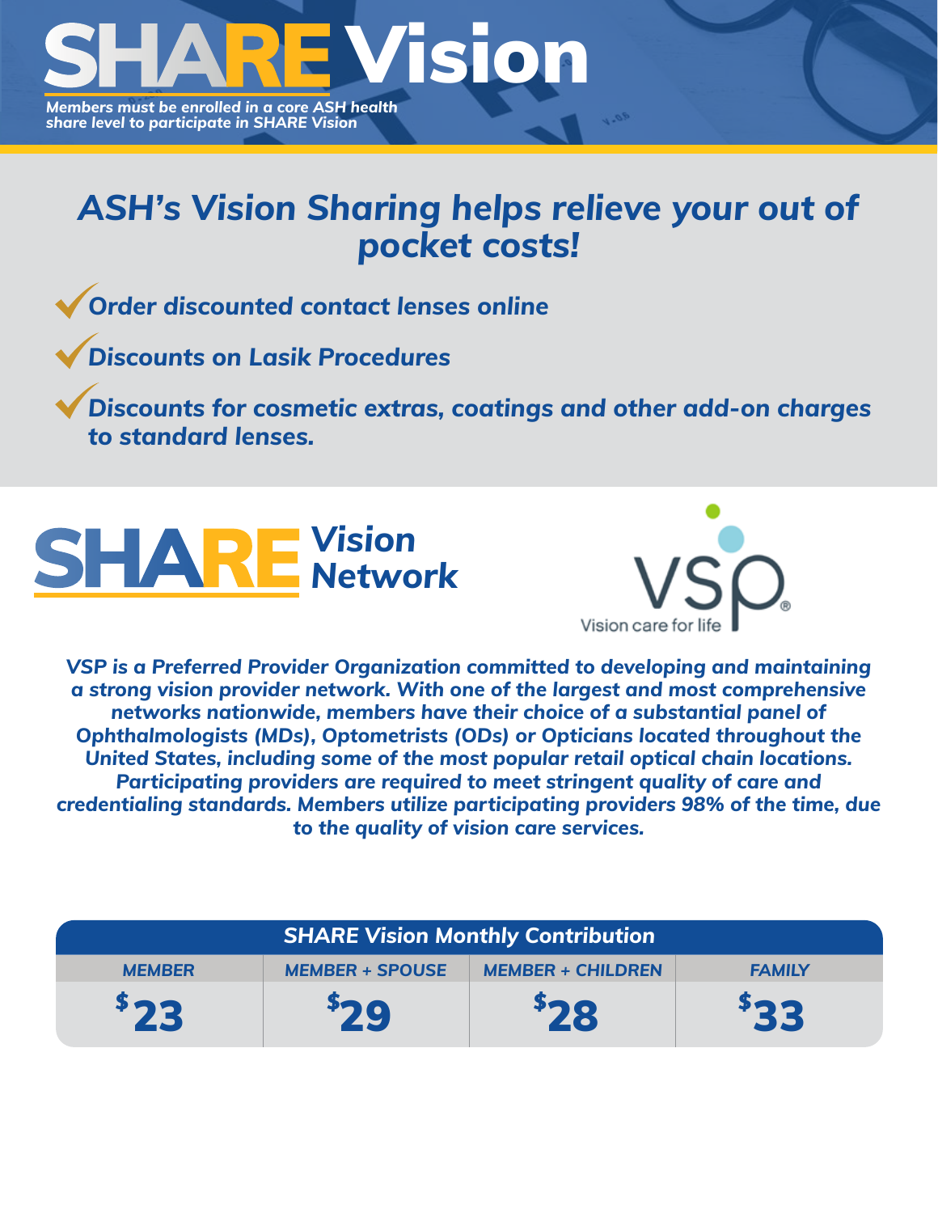# SHARE Vision

*Members must be enrolled in a core ASH health share level to participate in SHARE Vision*

## *ASH's Vision Sharing helps relieve your out of pocket costs!*

- ***Order discounted contact lenses online***
- ***Discounts on Lasik Procedures***
- ***Discounts for cosmetic extras, coatings and other add-on charges to standard lenses.***

## SHARE *Vision Network*

VSP

Vision care for life

***VSP is a Preferred Provider Organization committed to developing and maintaining a strong vision provider network. With one of the largest and most comprehensive networks nationwide, members have their choice of a substantial panel of Ophthalmologists (MDs), Optometrists (ODs) or Opticians located throughout the United States, including some of the most popular retail optical chain locations. Participating providers are required to meet stringent quality of care and credentialing standards. Members utilize participating providers 98% of the time, due to the quality of vision care services.***

| SHARE Vision Monthly Contribution | | | |
|---|---|---|---|
| MEMBER | MEMBER + SPOUSE | MEMBER + CHILDREN | FAMILY |
| $23 | $29 | $28 | $33 |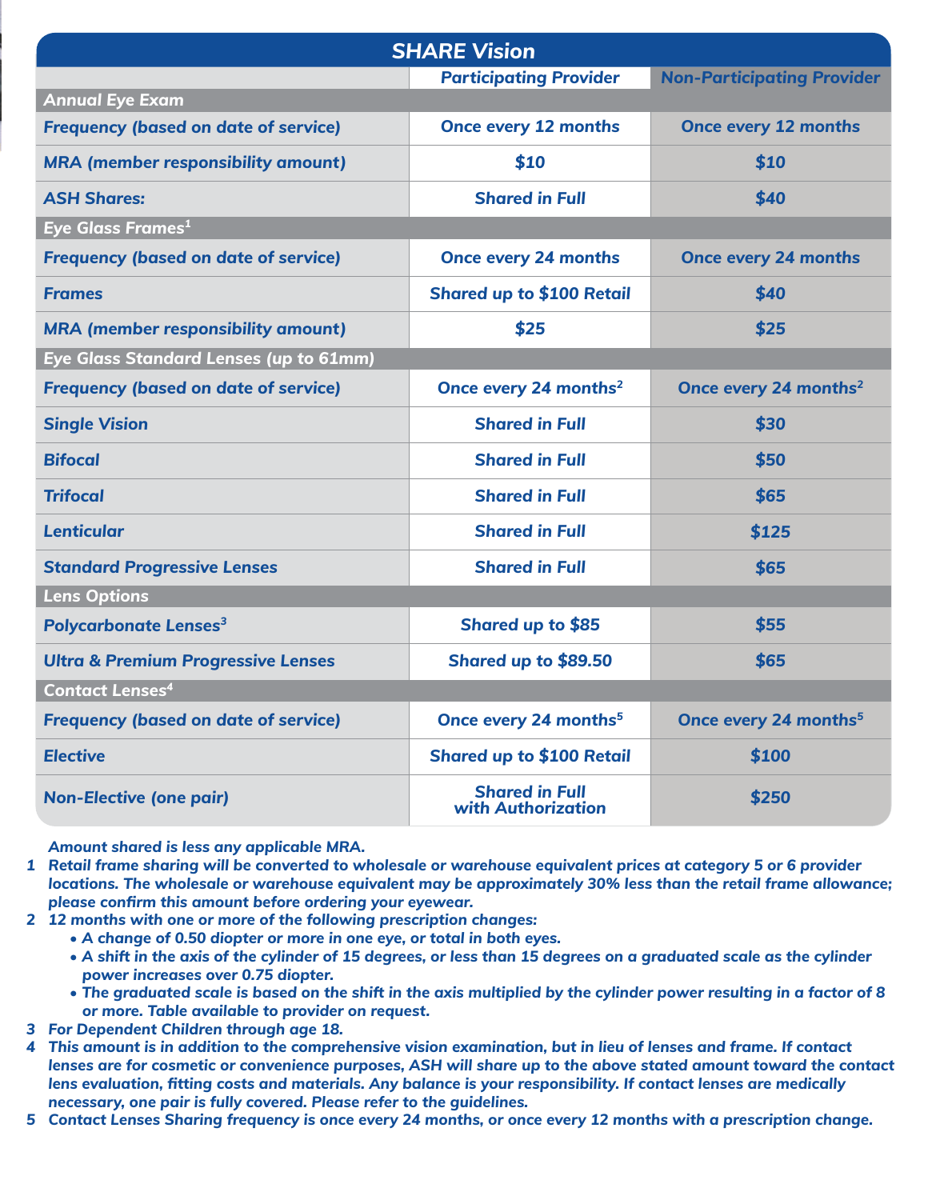| SHARE Vision | | |
|---|---|---|
| | **Participating Provider** | **Non-Participating Provider** |
| **Annual Eye Exam** | | |
| Frequency (based on date of service) | Once every 12 months | Once every 12 months |
| MRA (member responsibility amount) | $10 | $10 |
| ASH Shares: | Shared in Full | $40 |
| **Eye Glass Frames[1]** | | |
| Frequency (based on date of service) | Once every 24 months | Once every 24 months |
| Frames | Shared up to $100 Retail | $40 |
| MRA (member responsibility amount) | $25 | $25 |
| **Eye Glass Standard Lenses (up to 61mm)** | | |
| Frequency (based on date of service) | Once every 24 months[2] | Once every 24 months[2] |
| Single Vision | Shared in Full | $30 |
| Bifocal | Shared in Full | $50 |
| Trifocal | Shared in Full | $65 |
| Lenticular | Shared in Full | $125 |
| Standard Progressive Lenses | Shared in Full | $65 |
| **Lens Options** | | |
| Polycarbonate Lenses[3] | Shared up to $85 | $55 |
| Ultra & Premium Progressive Lenses | Shared up to $89.50 | $65 |
| **Contact Lenses[4]** | | |
| Frequency (based on date of service) | Once every 24 months[5] | Once every 24 months[5] |
| Elective | Shared up to $100 Retail | $100 |
| Non-Elective (one pair) | Shared in Full with Authorization | $250 |

*Amount shared is less any applicable MRA.*

1. *Retail frame sharing will be converted to wholesale or warehouse equivalent prices at category 5 or 6 provider locations. The wholesale or warehouse equivalent may be approximately 30% less than the retail frame allowance; please confirm this amount before ordering your eyewear.*
2. *12 months with one or more of the following prescription changes:*
   - *A change of 0.50 diopter or more in one eye, or total in both eyes.*
   - *A shift in the axis of the cylinder of 15 degrees, or less than 15 degrees on a graduated scale as the cylinder power increases over 0.75 diopter.*
   - *The graduated scale is based on the shift in the axis multiplied by the cylinder power resulting in a factor of 8 or more. Table available to provider on request.*
3. *For Dependent Children through age 18.*
4. *This amount is in addition to the comprehensive vision examination, but in lieu of lenses and frame. If contact lenses are for cosmetic or convenience purposes, ASH will share up to the above stated amount toward the contact lens evaluation, fitting costs and materials. Any balance is your responsibility. If contact lenses are medically necessary, one pair is fully covered. Please refer to the guidelines.*
5. *Contact Lenses Sharing frequency is once every 24 months, or once every 12 months with a prescription change.*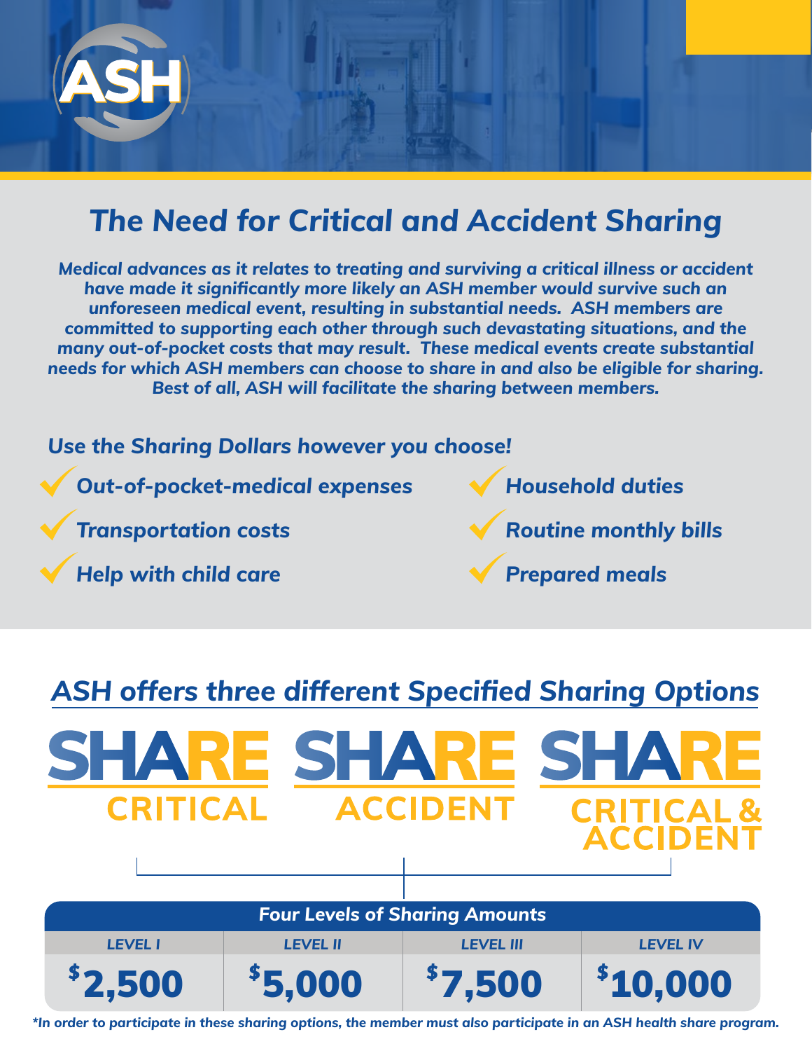# ASH

## The Need for Critical and Accident Sharing

*Medical advances as it relates to treating and surviving a critical illness or accident have made it significantly more likely an ASH member would survive such an unforeseen medical event, resulting in substantial needs. ASH members are committed to supporting each other through such devastating situations, and the many out-of-pocket costs that may result. These medical events create substantial needs for which ASH members can choose to share in and also be eligible for sharing. Best of all, ASH will facilitate the sharing between members.*

### Use the Sharing Dollars however you choose!

- ✓ Out-of-pocket-medical expenses
- ✓ Transportation costs
- ✓ Help with child care
- ✓ Household duties
- ✓ Routine monthly bills
- ✓ Prepared meals

## ASH offers three different Specified Sharing Options

**SHARE CRITICAL** | **SHARE ACCIDENT** | **SHARE CRITICAL & ACCIDENT**

| Four Levels of Sharing Amounts | | | |
|---|---|---|---|
| LEVEL I | LEVEL II | LEVEL III | LEVEL IV |
| $2,500 | $5,000 | $7,500 | $10,000 |

*\*In order to participate in these sharing options, the member must also participate in an ASH health share program.*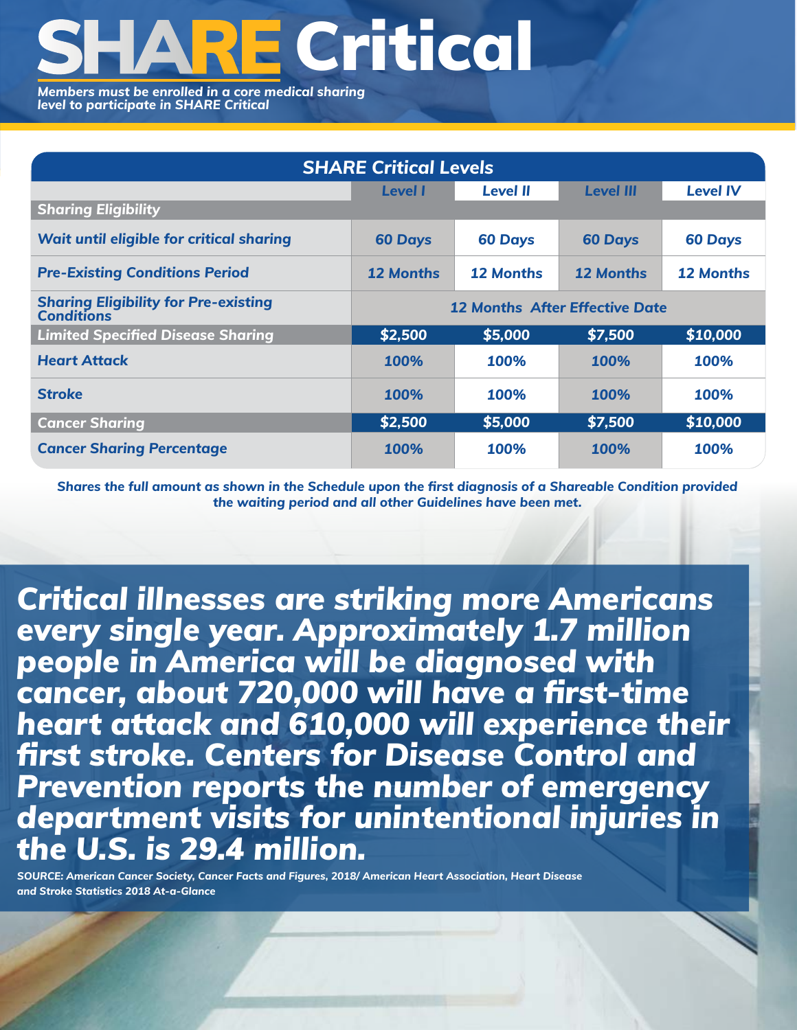# SHARE Critical

*Members must be enrolled in a core medical sharing level to participate in SHARE Critical*

| SHARE Critical Levels | Level I | Level II | Level III | Level IV |
|---|---|---|---|---|
| **Sharing Eligibility** | | | | |
| Wait until eligible for critical sharing | 60 Days | 60 Days | 60 Days | 60 Days |
| Pre-Existing Conditions Period | 12 Months | 12 Months | 12 Months | 12 Months |
| Sharing Eligibility for Pre-existing Conditions | 12 Months After Effective Date | | | |
| **Limited Specified Disease Sharing** | $2,500 | $5,000 | $7,500 | $10,000 |
| Heart Attack | 100% | 100% | 100% | 100% |
| Stroke | 100% | 100% | 100% | 100% |
| **Cancer Sharing** | $2,500 | $5,000 | $7,500 | $10,000 |
| Cancer Sharing Percentage | 100% | 100% | 100% | 100% |

*Shares the full amount as shown in the Schedule upon the first diagnosis of a Shareable Condition provided the waiting period and all other Guidelines have been met.*

***Critical illnesses are striking more Americans every single year. Approximately 1.7 million people in America will be diagnosed with cancer, about 720,000 will have a first-time heart attack and 610,000 will experience their first stroke. Centers for Disease Control and Prevention reports the number of emergency department visits for unintentional injuries in the U.S. is 29.4 million.***

*SOURCE: American Cancer Society, Cancer Facts and Figures, 2018/ American Heart Association, Heart Disease and Stroke Statistics 2018 At-a-Glance*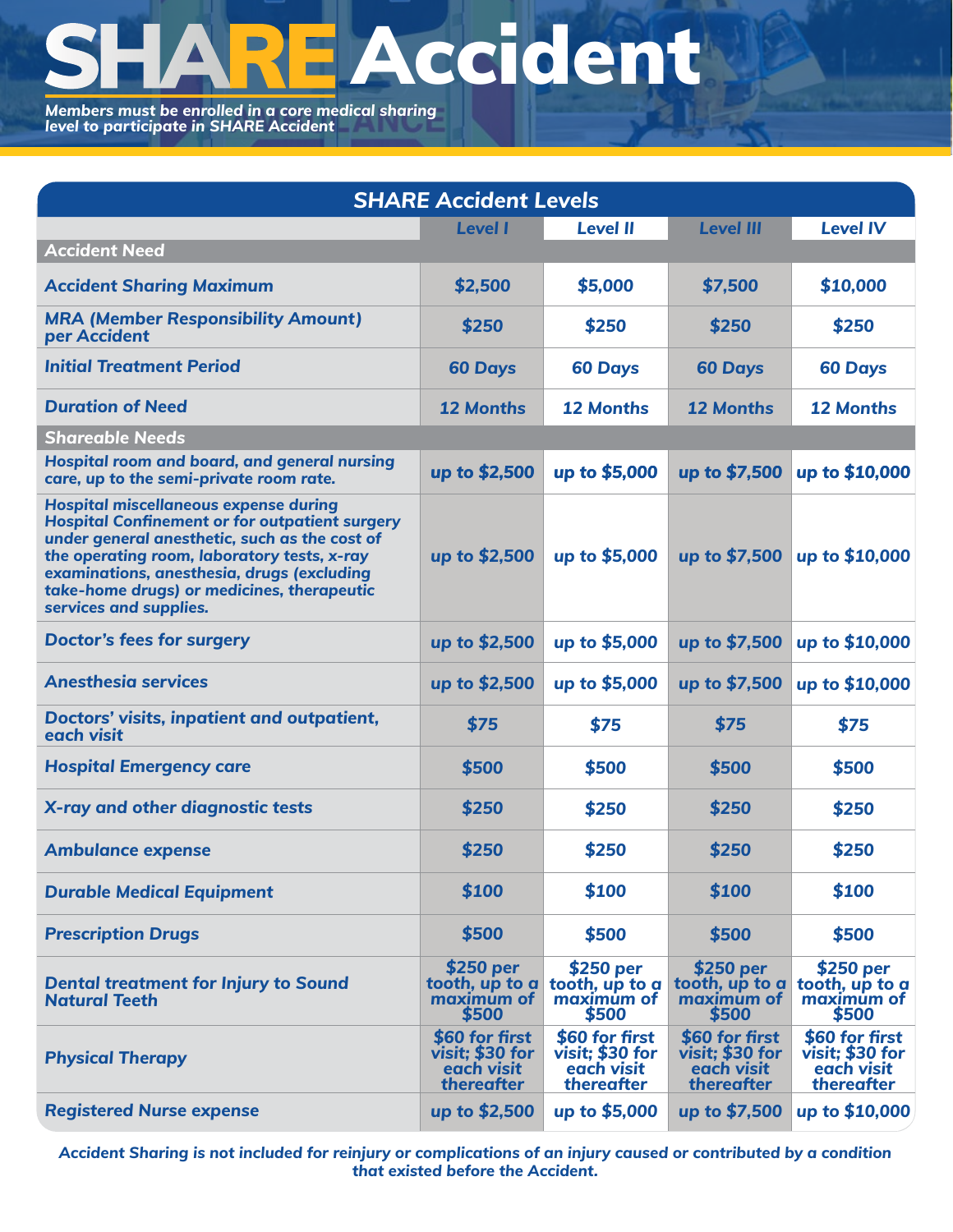# SHARE Accident

***Members must be enrolled in a core medical sharing level to participate in SHARE Accident***

## SHARE Accident Levels

| | Level I | Level II | Level III | Level IV |
|---|---|---|---|---|
| **Accident Need** | | | | |
| **Accident Sharing Maximum** | $2,500 | $5,000 | $7,500 | $10,000 |
| **MRA (Member Responsibility Amount) per Accident** | $250 | $250 | $250 | $250 |
| **Initial Treatment Period** | 60 Days | 60 Days | 60 Days | 60 Days |
| **Duration of Need** | 12 Months | 12 Months | 12 Months | 12 Months |
| **Shareable Needs** | | | | |
| Hospital room and board, and general nursing care, up to the semi-private room rate. | up to $2,500 | up to $5,000 | up to $7,500 | up to $10,000 |
| Hospital miscellaneous expense during Hospital Confinement or for outpatient surgery under general anesthetic, such as the cost of the operating room, laboratory tests, x-ray examinations, anesthesia, drugs (excluding take-home drugs) or medicines, therapeutic services and supplies. | up to $2,500 | up to $5,000 | up to $7,500 | up to $10,000 |
| Doctor's fees for surgery | up to $2,500 | up to $5,000 | up to $7,500 | up to $10,000 |
| Anesthesia services | up to $2,500 | up to $5,000 | up to $7,500 | up to $10,000 |
| Doctors' visits, inpatient and outpatient, each visit | $75 | $75 | $75 | $75 |
| Hospital Emergency care | $500 | $500 | $500 | $500 |
| X-ray and other diagnostic tests | $250 | $250 | $250 | $250 |
| Ambulance expense | $250 | $250 | $250 | $250 |
| Durable Medical Equipment | $100 | $100 | $100 | $100 |
| Prescription Drugs | $500 | $500 | $500 | $500 |
| Dental treatment for Injury to Sound Natural Teeth | $250 per tooth, up to a maximum of $500 | $250 per tooth, up to a maximum of $500 | $250 per tooth, up to a maximum of $500 | $250 per tooth, up to a maximum of $500 |
| Physical Therapy | $60 for first visit; $30 for each visit thereafter | $60 for first visit; $30 for each visit thereafter | $60 for first visit; $30 for each visit thereafter | $60 for first visit; $30 for each visit thereafter |
| Registered Nurse expense | up to $2,500 | up to $5,000 | up to $7,500 | up to $10,000 |

*Accident Sharing is not included for reinjury or complications of an injury caused or contributed by a condition that existed before the Accident.*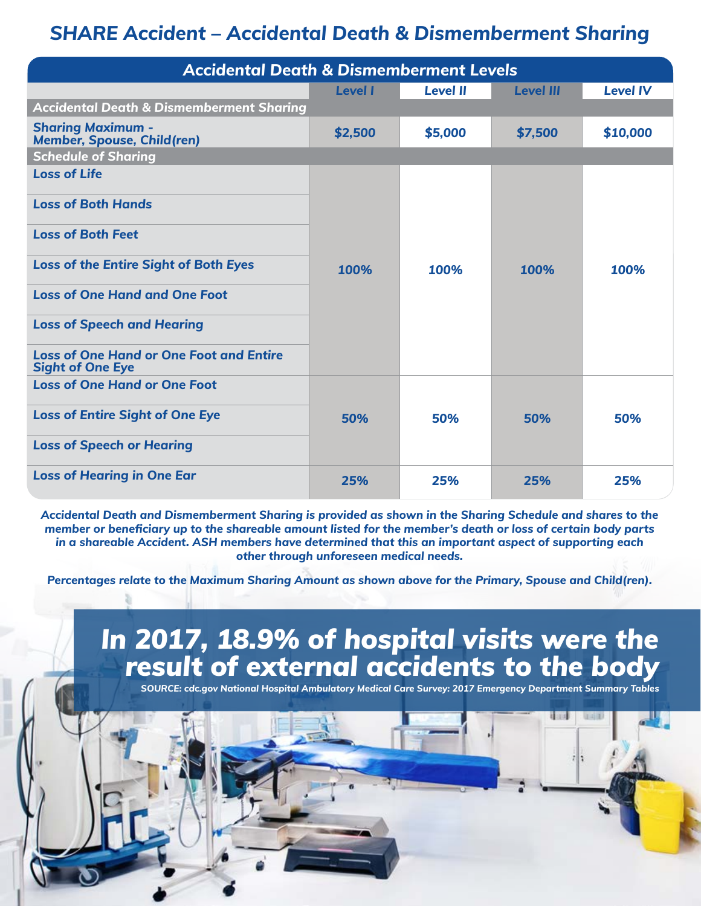# SHARE Accident – Accidental Death & Dismemberment Sharing

| Accidental Death & Dismemberment Levels | Level I | Level II | Level III | Level IV |
|---|---|---|---|---|
| **Accidental Death & Dismemberment Sharing** | | | | |
| Sharing Maximum - Member, Spouse, Child(ren) | $2,500 | $5,000 | $7,500 | $10,000 |
| **Schedule of Sharing** | | | | |
| Loss of Life | 100% | 100% | 100% | 100% |
| Loss of Both Hands | 100% | 100% | 100% | 100% |
| Loss of Both Feet | 100% | 100% | 100% | 100% |
| Loss of the Entire Sight of Both Eyes | 100% | 100% | 100% | 100% |
| Loss of One Hand and One Foot | 100% | 100% | 100% | 100% |
| Loss of Speech and Hearing | 100% | 100% | 100% | 100% |
| Loss of One Hand or One Foot and Entire Sight of One Eye | 100% | 100% | 100% | 100% |
| Loss of One Hand or One Foot | 50% | 50% | 50% | 50% |
| Loss of Entire Sight of One Eye | 50% | 50% | 50% | 50% |
| Loss of Speech or Hearing | 50% | 50% | 50% | 50% |
| Loss of Hearing in One Ear | 25% | 25% | 25% | 25% |

*Accidental Death and Dismemberment Sharing is provided as shown in the Sharing Schedule and shares to the member or beneficiary up to the shareable amount listed for the member's death or loss of certain body parts in a shareable Accident. ASH members have determined that this an important aspect of supporting each other through unforeseen medical needs.*

*Percentages relate to the Maximum Sharing Amount as shown above for the Primary, Spouse and Child(ren).*

## In 2017, 18.9% of hospital visits were the result of external accidents to the body

SOURCE: cdc.gov National Hospital Ambulatory Medical Care Survey: 2017 Emergency Department Summary Tables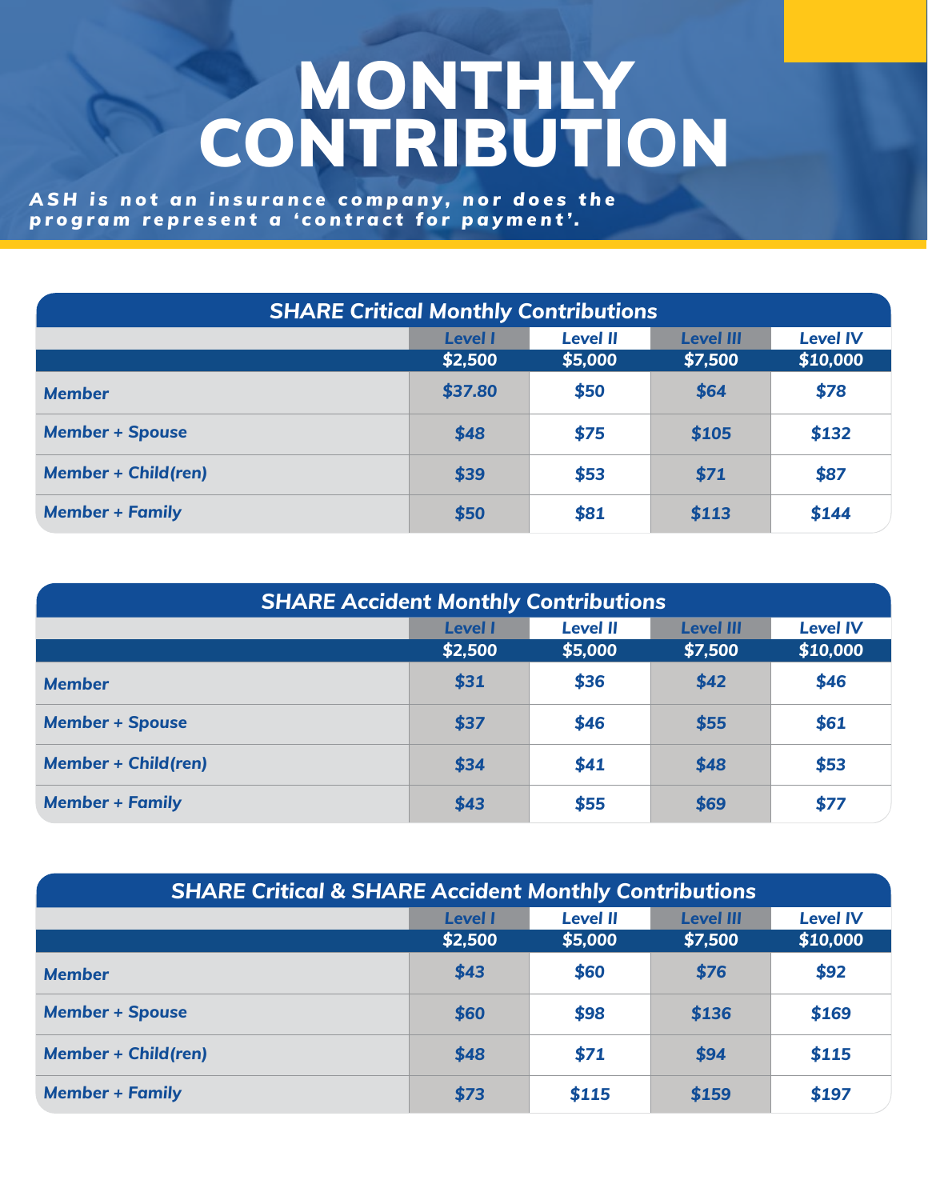# MONTHLY CONTRIBUTION

***ASH is not an insurance company, nor does the program represent a 'contract for payment'.***

| SHARE Critical Monthly Contributions | Level I | Level II | Level III | Level IV |
|---|---|---|---|---|
| | $2,500 | $5,000 | $7,500 | $10,000 |
| Member | $37.80 | $50 | $64 | $78 |
| Member + Spouse | $48 | $75 | $105 | $132 |
| Member + Child(ren) | $39 | $53 | $71 | $87 |
| Member + Family | $50 | $81 | $113 | $144 |

| SHARE Accident Monthly Contributions | Level I | Level II | Level III | Level IV |
|---|---|---|---|---|
| | $2,500 | $5,000 | $7,500 | $10,000 |
| Member | $31 | $36 | $42 | $46 |
| Member + Spouse | $37 | $46 | $55 | $61 |
| Member + Child(ren) | $34 | $41 | $48 | $53 |
| Member + Family | $43 | $55 | $69 | $77 |

| SHARE Critical & SHARE Accident Monthly Contributions | Level I | Level II | Level III | Level IV |
|---|---|---|---|---|
| | $2,500 | $5,000 | $7,500 | $10,000 |
| Member | $43 | $60 | $76 | $92 |
| Member + Spouse | $60 | $98 | $136 | $169 |
| Member + Child(ren) | $48 | $71 | $94 | $115 |
| Member + Family | $73 | $115 | $159 | $197 |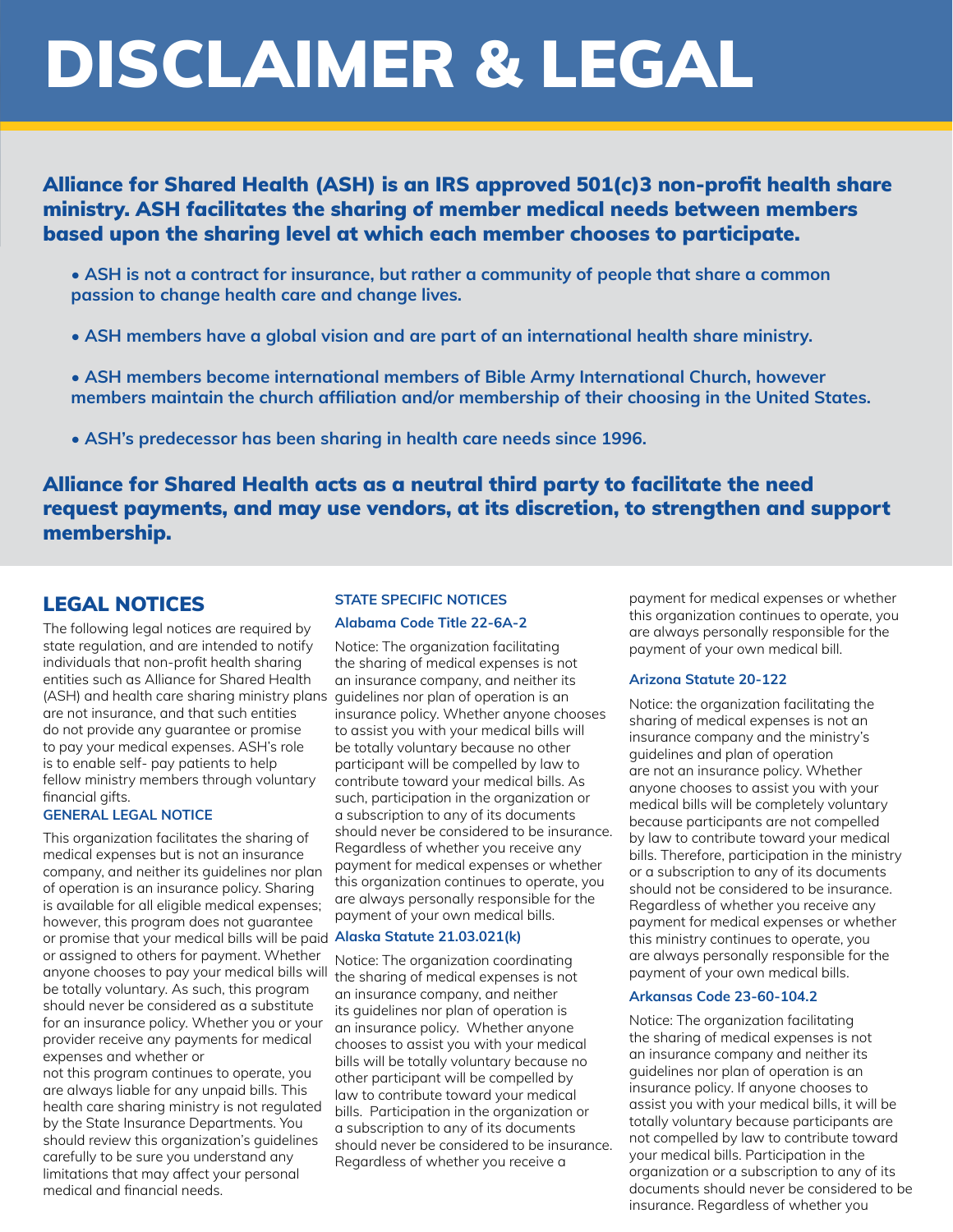# DISCLAIMER & LEGAL

**Alliance for Shared Health (ASH) is an IRS approved 501(c)3 non-profit health share ministry. ASH facilitates the sharing of member medical needs between members based upon the sharing level at which each member chooses to participate.**

- **ASH is not a contract for insurance, but rather a community of people that share a common passion to change health care and change lives.**
- **ASH members have a global vision and are part of an international health share ministry.**
- **ASH members become international members of Bible Army International Church, however members maintain the church affiliation and/or membership of their choosing in the United States.**
- **ASH's predecessor has been sharing in health care needs since 1996.**

**Alliance for Shared Health acts as a neutral third party to facilitate the need request payments, and may use vendors, at its discretion, to strengthen and support membership.**

## LEGAL NOTICES

The following legal notices are required by state regulation, and are intended to notify individuals that non-profit health sharing entities such as Alliance for Shared Health (ASH) and health care sharing ministry plans are not insurance, and that such entities do not provide any guarantee or promise to pay your medical expenses. ASH's role is to enable self- pay patients to help fellow ministry members through voluntary financial gifts.

### GENERAL LEGAL NOTICE

This organization facilitates the sharing of medical expenses but is not an insurance company, and neither its guidelines nor plan of operation is an insurance policy. Sharing is available for all eligible medical expenses; however, this program does not guarantee or promise that your medical bills will be paid or assigned to others for payment. Whether anyone chooses to pay your medical bills will be totally voluntary. As such, this program should never be considered as a substitute for an insurance policy. Whether you or your provider receive any payments for medical expenses and whether or not this program continues to operate, you are always liable for any unpaid bills. This health care sharing ministry is not regulated by the State Insurance Departments. You should review this organization's guidelines carefully to be sure you understand any limitations that may affect your personal medical and financial needs.

### STATE SPECIFIC NOTICES

#### Alabama Code Title 22-6A-2

Notice: The organization facilitating the sharing of medical expenses is not an insurance company, and neither its guidelines nor plan of operation is an insurance policy. Whether anyone chooses to assist you with your medical bills will be totally voluntary because no other participant will be compelled by law to contribute toward your medical bills. As such, participation in the organization or a subscription to any of its documents should never be considered to be insurance. Regardless of whether you receive any payment for medical expenses or whether this organization continues to operate, you are always personally responsible for the payment of your own medical bills.

#### Alaska Statute 21.03.021(k)

Notice: The organization coordinating the sharing of medical expenses is not an insurance company, and neither its guidelines nor plan of operation is an insurance policy. Whether anyone chooses to assist you with your medical bills will be totally voluntary because no other participant will be compelled by law to contribute toward your medical bills. Participation in the organization or a subscription to any of its documents should never be considered to be insurance. Regardless of whether you receive a payment for medical expenses or whether this organization continues to operate, you are always personally responsible for the payment of your own medical bill.

#### Arizona Statute 20-122

Notice: the organization facilitating the sharing of medical expenses is not an insurance company and the ministry's guidelines and plan of operation are not an insurance policy. Whether anyone chooses to assist you with your medical bills will be completely voluntary because participants are not compelled by law to contribute toward your medical bills. Therefore, participation in the ministry or a subscription to any of its documents should not be considered to be insurance. Regardless of whether you receive any payment for medical expenses or whether this ministry continues to operate, you are always personally responsible for the payment of your own medical bills.

#### Arkansas Code 23-60-104.2

Notice: The organization facilitating the sharing of medical expenses is not an insurance company and neither its guidelines nor plan of operation is an insurance policy. If anyone chooses to assist you with your medical bills, it will be totally voluntary because participants are not compelled by law to contribute toward your medical bills. Participation in the organization or a subscription to any of its documents should never be considered to be insurance. Regardless of whether you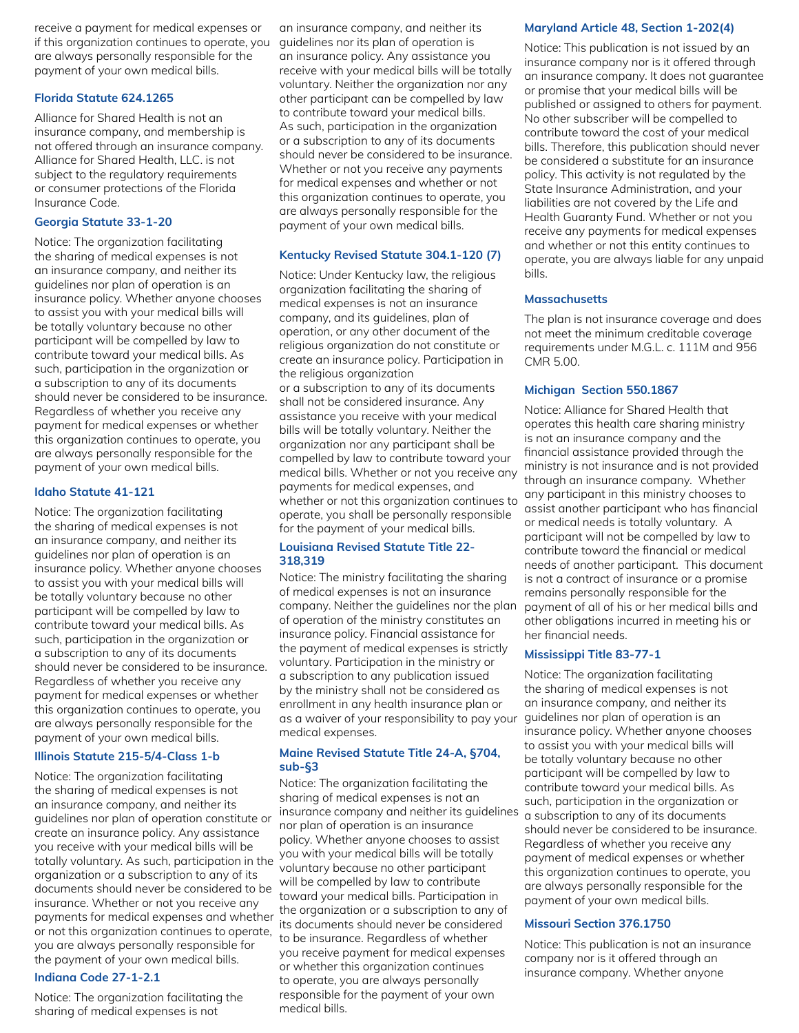receive a payment for medical expenses or if this organization continues to operate, you are always personally responsible for the payment of your own medical bills.

### Florida Statute 624.1265

Alliance for Shared Health is not an insurance company, and membership is not offered through an insurance company. Alliance for Shared Health, LLC. is not subject to the regulatory requirements or consumer protections of the Florida Insurance Code.

### Georgia Statute 33-1-20

Notice: The organization facilitating the sharing of medical expenses is not an insurance company, and neither its guidelines nor plan of operation is an insurance policy. Whether anyone chooses to assist you with your medical bills will be totally voluntary because no other participant will be compelled by law to contribute toward your medical bills. As such, participation in the organization or a subscription to any of its documents should never be considered to be insurance. Regardless of whether you receive any payment for medical expenses or whether this organization continues to operate, you are always personally responsible for the payment of your own medical bills.

### Idaho Statute 41-121

Notice: The organization facilitating the sharing of medical expenses is not an insurance company, and neither its guidelines nor plan of operation is an insurance policy. Whether anyone chooses to assist you with your medical bills will be totally voluntary because no other participant will be compelled by law to contribute toward your medical bills. As such, participation in the organization or a subscription to any of its documents should never be considered to be insurance. Regardless of whether you receive any payment for medical expenses or whether this organization continues to operate, you are always personally responsible for the payment of your own medical bills.

### Illinois Statute 215-5/4-Class 1-b

Notice: The organization facilitating the sharing of medical expenses is not an insurance company, and neither its guidelines nor plan of operation constitute or create an insurance policy. Any assistance you receive with your medical bills will be totally voluntary. As such, participation in the organization or a subscription to any of its documents should never be considered to be insurance. Whether or not you receive any payments for medical expenses and whether or not this organization continues to operate, you are always personally responsible for the payment of your own medical bills.

### Indiana Code 27-1-2.1

Notice: The organization facilitating the sharing of medical expenses is not an insurance company, and neither its guidelines nor its plan of operation is an insurance policy. Any assistance you receive with your medical bills will be totally voluntary. Neither the organization nor any other participant can be compelled by law to contribute toward your medical bills. As such, participation in the organization or a subscription to any of its documents should never be considered to be insurance. Whether or not you receive any payments for medical expenses and whether or not this organization continues to operate, you are always personally responsible for the payment of your own medical bills.

### Kentucky Revised Statute 304.1-120 (7)

Notice: Under Kentucky law, the religious organization facilitating the sharing of medical expenses is not an insurance company, and its guidelines, plan of operation, or any other document of the religious organization do not constitute or create an insurance policy. Participation in the religious organization or a subscription to any of its documents shall not be considered insurance. Any assistance you receive with your medical bills will be totally voluntary. Neither the organization nor any participant shall be compelled by law to contribute toward your medical bills. Whether or not you receive any payments for medical expenses, and whether or not this organization continues to operate, you shall be personally responsible for the payment of your medical bills.

### Louisiana Revised Statute Title 22-318,319

Notice: The ministry facilitating the sharing of medical expenses is not an insurance company. Neither the guidelines nor the plan of operation of the ministry constitutes an insurance policy. Financial assistance for the payment of medical expenses is strictly voluntary. Participation in the ministry or a subscription to any publication issued by the ministry shall not be considered as enrollment in any health insurance plan or as a waiver of your responsibility to pay your medical expenses.

### Maine Revised Statute Title 24-A, §704, sub-§3

Notice: The organization facilitating the sharing of medical expenses is not an insurance company and neither its guidelines nor plan of operation is an insurance policy. Whether anyone chooses to assist you with your medical bills will be totally voluntary because no other participant will be compelled by law to contribute toward your medical bills. Participation in the organization or a subscription to any of its documents should never be considered to be insurance. Regardless of whether you receive payment for medical expenses or whether this organization continues to operate, you are always personally responsible for the payment of your own medical bills.

### Maryland Article 48, Section 1-202(4)

Notice: This publication is not issued by an insurance company nor is it offered through an insurance company. It does not guarantee or promise that your medical bills will be published or assigned to others for payment. No other subscriber will be compelled to contribute toward the cost of your medical bills. Therefore, this publication should never be considered a substitute for an insurance policy. This activity is not regulated by the State Insurance Administration, and your liabilities are not covered by the Life and Health Guaranty Fund. Whether or not you receive any payments for medical expenses and whether or not this entity continues to operate, you are always liable for any unpaid bills.

### Massachusetts

The plan is not insurance coverage and does not meet the minimum creditable coverage requirements under M.G.L. c. 111M and 956 CMR 5.00.

### Michigan Section 550.1867

Notice: Alliance for Shared Health that operates this health care sharing ministry is not an insurance company and the financial assistance provided through the ministry is not insurance and is not provided through an insurance company. Whether any participant in this ministry chooses to assist another participant who has financial or medical needs is totally voluntary. A participant will not be compelled by law to contribute toward the financial or medical needs of another participant. This document is not a contract of insurance or a promise remains personally responsible for the payment of all of his or her medical bills and other obligations incurred in meeting his or her financial needs.

### Mississippi Title 83-77-1

Notice: The organization facilitating the sharing of medical expenses is not an insurance company, and neither its guidelines nor plan of operation is an insurance policy. Whether anyone chooses to assist you with your medical bills will be totally voluntary because no other participant will be compelled by law to contribute toward your medical bills. As such, participation in the organization or a subscription to any of its documents should never be considered to be insurance. Regardless of whether you receive any payment of medical expenses or whether this organization continues to operate, you are always personally responsible for the payment of your own medical bills.

### Missouri Section 376.1750

Notice: This publication is not an insurance company nor is it offered through an insurance company. Whether anyone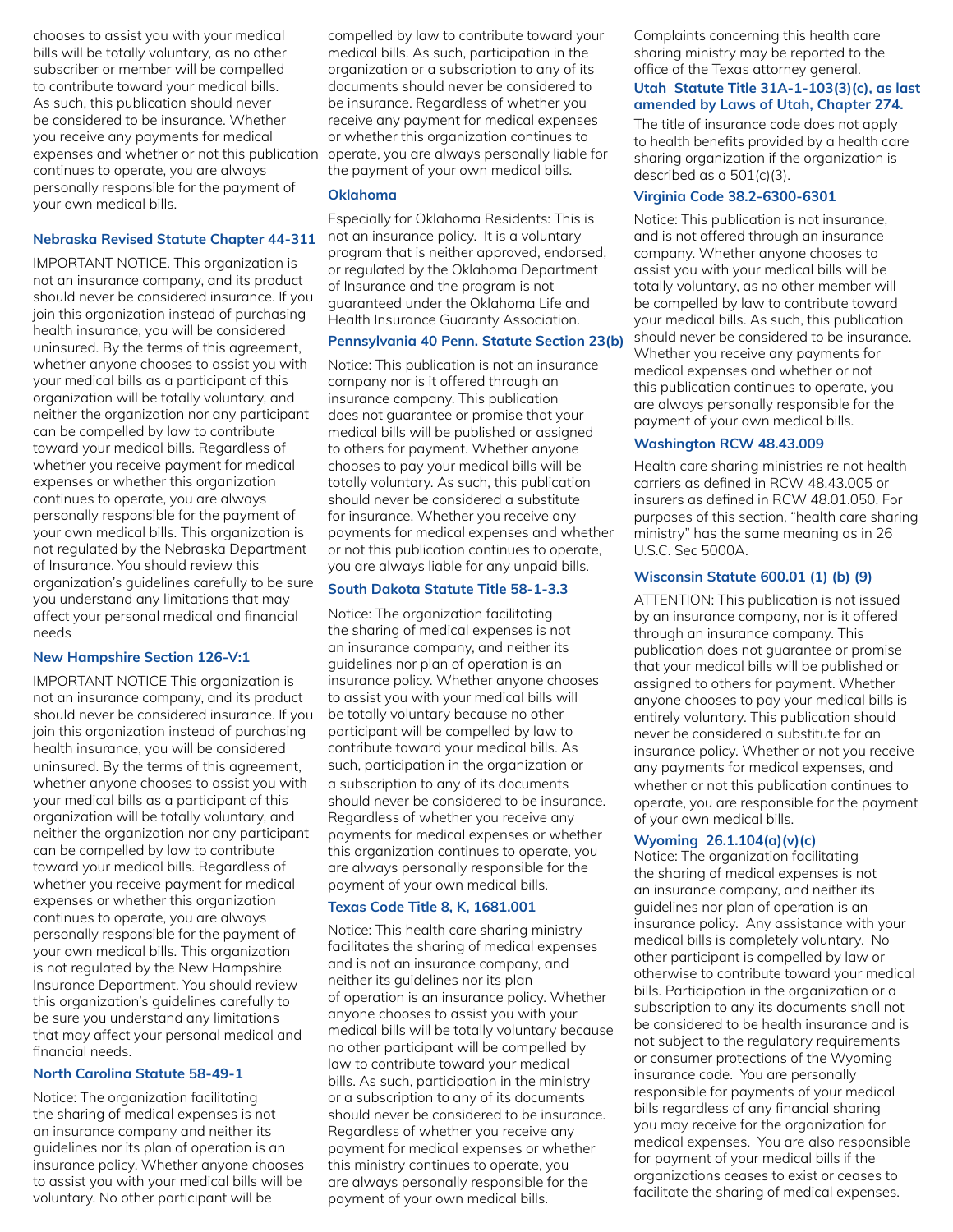chooses to assist you with your medical bills will be totally voluntary, as no other subscriber or member will be compelled to contribute toward your medical bills. As such, this publication should never be considered to be insurance. Whether you receive any payments for medical expenses and whether or not this publication continues to operate, you are always personally responsible for the payment of your own medical bills.

### Nebraska Revised Statute Chapter 44-311

IMPORTANT NOTICE. This organization is not an insurance company, and its product should never be considered insurance. If you join this organization instead of purchasing health insurance, you will be considered uninsured. By the terms of this agreement, whether anyone chooses to assist you with your medical bills as a participant of this organization will be totally voluntary, and neither the organization nor any participant can be compelled by law to contribute toward your medical bills. Regardless of whether you receive payment for medical expenses or whether this organization continues to operate, you are always personally responsible for the payment of your own medical bills. This organization is not regulated by the Nebraska Department of Insurance. You should review this organization's guidelines carefully to be sure you understand any limitations that may affect your personal medical and financial needs

### New Hampshire Section 126-V:1

IMPORTANT NOTICE This organization is not an insurance company, and its product should never be considered insurance. If you join this organization instead of purchasing health insurance, you will be considered uninsured. By the terms of this agreement, whether anyone chooses to assist you with your medical bills as a participant of this organization will be totally voluntary, and neither the organization nor any participant can be compelled by law to contribute toward your medical bills. Regardless of whether you receive payment for medical expenses or whether this organization continues to operate, you are always personally responsible for the payment of your own medical bills. This organization is not regulated by the New Hampshire Insurance Department. You should review this organization's guidelines carefully to be sure you understand any limitations that may affect your personal medical and financial needs.

### North Carolina Statute 58-49-1

Notice: The organization facilitating the sharing of medical expenses is not an insurance company and neither its guidelines nor its plan of operation is an insurance policy. Whether anyone chooses to assist you with your medical bills will be voluntary. No other participant will be compelled by law to contribute toward your medical bills. As such, participation in the organization or a subscription to any of its documents should never be considered to be insurance. Regardless of whether you receive any payment for medical expenses or whether this organization continues to operate, you are always personally liable for the payment of your own medical bills.

### Oklahoma

Especially for Oklahoma Residents: This is not an insurance policy. It is a voluntary program that is neither approved, endorsed, or regulated by the Oklahoma Department of Insurance and the program is not guaranteed under the Oklahoma Life and Health Insurance Guaranty Association.

### Pennsylvania 40 Penn. Statute Section 23(b)

Notice: This publication is not an insurance company nor is it offered through an insurance company. This publication does not guarantee or promise that your medical bills will be published or assigned to others for payment. Whether anyone chooses to pay your medical bills will be totally voluntary. As such, this publication should never be considered a substitute for insurance. Whether you receive any payments for medical expenses and whether or not this publication continues to operate, you are always liable for any unpaid bills.

### South Dakota Statute Title 58-1-3.3

Notice: The organization facilitating the sharing of medical expenses is not an insurance company, and neither its guidelines nor plan of operation is an insurance policy. Whether anyone chooses to assist you with your medical bills will be totally voluntary because no other participant will be compelled by law to contribute toward your medical bills. As such, participation in the organization or a subscription to any of its documents should never be considered to be insurance. Regardless of whether you receive any payments for medical expenses or whether this organization continues to operate, you are always personally responsible for the payment of your own medical bills.

### Texas Code Title 8, K, 1681.001

Notice: This health care sharing ministry facilitates the sharing of medical expenses and is not an insurance company, and neither its guidelines nor its plan of operation is an insurance policy. Whether anyone chooses to assist you with your medical bills will be totally voluntary because no other participant will be compelled by law to contribute toward your medical bills. As such, participation in the ministry or a subscription to any of its documents should never be considered to be insurance. Regardless of whether you receive any payment for medical expenses or whether this ministry continues to operate, you are always personally responsible for the payment of your own medical bills. Complaints concerning this health care sharing ministry may be reported to the office of the Texas attorney general.

### Utah Statute Title 31A-1-103(3)(c), as last amended by Laws of Utah, Chapter 274.

The title of insurance code does not apply to health benefits provided by a health care sharing organization if the organization is described as a 501(c)(3).

### Virginia Code 38.2-6300-6301

Notice: This publication is not insurance, and is not offered through an insurance company. Whether anyone chooses to assist you with your medical bills will be totally voluntary, as no other member will be compelled by law to contribute toward your medical bills. As such, this publication should never be considered to be insurance. Whether you receive any payments for medical expenses and whether or not this publication continues to operate, you are always personally responsible for the payment of your own medical bills.

### Washington RCW 48.43.009

Health care sharing ministries re not health carriers as defined in RCW 48.43.005 or insurers as defined in RCW 48.01.050. For purposes of this section, "health care sharing ministry" has the same meaning as in 26 U.S.C. Sec 5000A.

### Wisconsin Statute 600.01 (1) (b) (9)

ATTENTION: This publication is not issued by an insurance company, nor is it offered through an insurance company. This publication does not guarantee or promise that your medical bills will be published or assigned to others for payment. Whether anyone chooses to pay your medical bills is entirely voluntary. This publication should never be considered a substitute for an insurance policy. Whether or not you receive any payments for medical expenses, and whether or not this publication continues to operate, you are responsible for the payment of your own medical bills.

### Wyoming 26.1.104(a)(v)(c)

Notice: The organization facilitating the sharing of medical expenses is not an insurance company, and neither its guidelines nor plan of operation is an insurance policy. Any assistance with your medical bills is completely voluntary. No other participant is compelled by law or otherwise to contribute toward your medical bills. Participation in the organization or a subscription to any its documents shall not be considered to be health insurance and is not subject to the regulatory requirements or consumer protections of the Wyoming insurance code. You are personally responsible for payments of your medical bills regardless of any financial sharing you may receive for the organization for medical expenses. You are also responsible for payment of your medical bills if the organizations ceases to exist or ceases to facilitate the sharing of medical expenses.